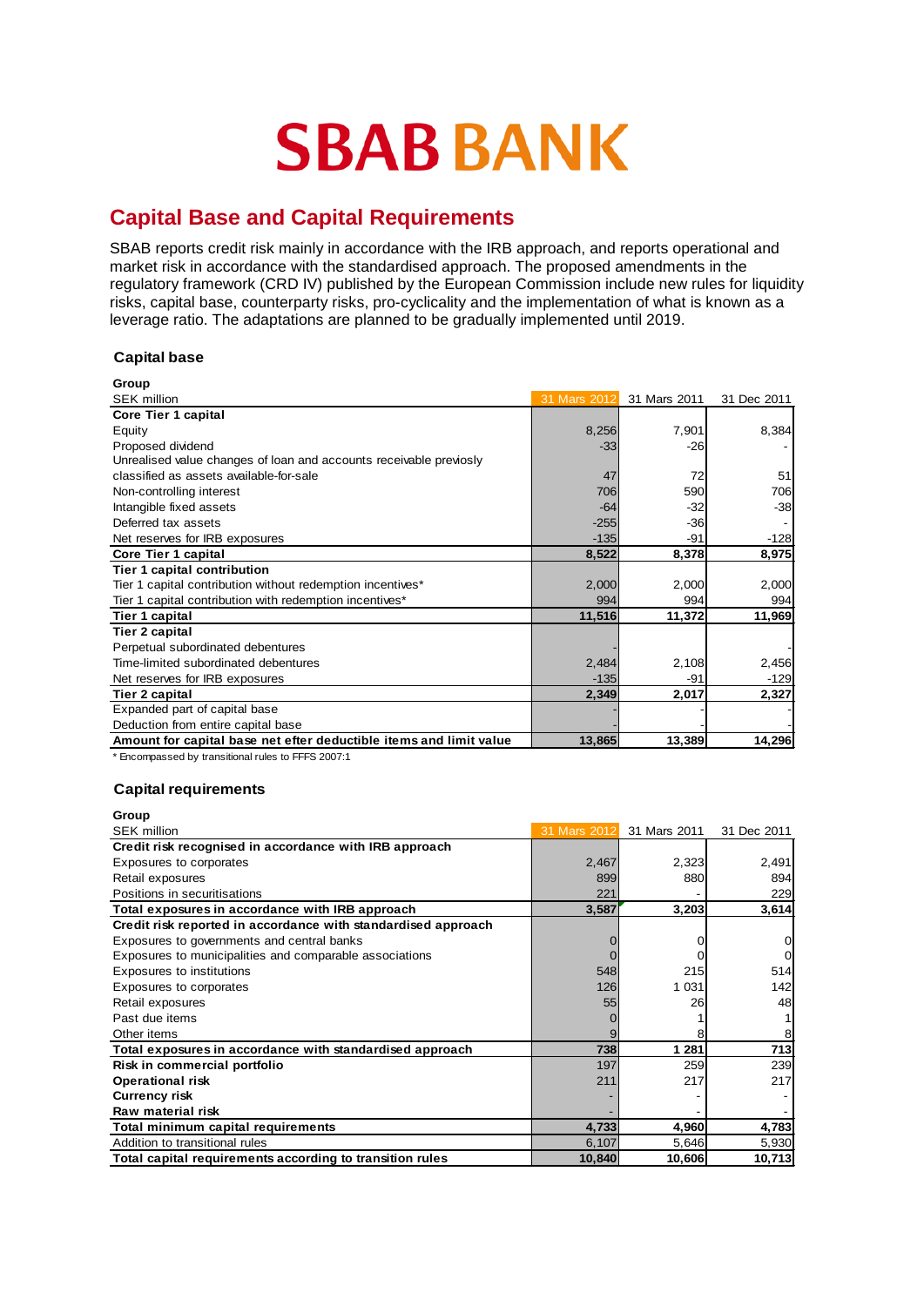# SBAB BANK

## Capital Base and Capital Requirements

SBAB reports credit risk mainly in accordance with the IRB approach, and reports operational and market risk in accordance with the standardised approach. The proposed amendments in the regulatory framework (CRD IV) published by the European Commission include new rules for liquidity risks, capital base, counterparty risks, pro-cyclicality and the implementation of what is known as a leverage ratio. The adaptations are planned to be gradually implemented until 2019.

### Capital base

| Group<br>SEK million | 31 Mars 2012 | 31 Mars 2011 | 31 Dec 2011 |
|---|---|---|---|
| **Core Tier 1 capital** | | | |
| Equity | 8,256 | 7,901 | 8,384 |
| Proposed dividend | -33 | -26 | - |
| Unrealised value changes of loan and accounts receivable previosly classified as assets available-for-sale | 47 | 72 | 51 |
| Non-controlling interest | 706 | 590 | 706 |
| Intangible fixed assets | -64 | -32 | -38 |
| Deferred tax assets | -255 | -36 | - |
| Net reserves for IRB exposures | -135 | -91 | -128 |
| **Core Tier 1 capital** | **8,522** | **8,378** | **8,975** |
| **Tier 1 capital contribution** | | | |
| Tier 1 capital contribution without redemption incentives* | 2,000 | 2,000 | 2,000 |
| Tier 1 capital contribution with redemption incentives* | 994 | 994 | 994 |
| **Tier 1 capital** | **11,516** | **11,372** | **11,969** |
| **Tier 2 capital** | | | |
| Perpetual subordinated debentures | - | | - |
| Time-limited subordinated debentures | 2,484 | 2,108 | 2,456 |
| Net reserves for IRB exposures | -135 | -91 | -129 |
| **Tier 2 capital** | **2,349** | **2,017** | **2,327** |
| Expanded part of capital base | - | | - |
| Deduction from entire capital base | - | - | - |
| **Amount for capital base net efter deductible items and limit value** | **13,865** | **13,389** | **14,296** |

\* Encompassed by transitional rules to FFFS 2007:1

### Capital requirements

| Group<br>SEK million | 31 Mars 2012 | 31 Mars 2011 | 31 Dec 2011 |
|---|---|---|---|
| **Credit risk recognised in accordance with IRB approach** | | | |
| Exposures to corporates | 2,467 | 2,323 | 2,491 |
| Retail exposures | 899 | 880 | 894 |
| Positions in securitisations | 221 | - | 229 |
| **Total exposures in accordance with IRB approach** | **3,587** | **3,203** | **3,614** |
| **Credit risk reported in accordance with standardised approach** | | | |
| Exposures to governments and central banks | 0 | 0 | 0 |
| Exposures to municipalities and comparable associations | 0 | 0 | 0 |
| Exposures to institutions | 548 | 215 | 514 |
| Exposures to corporates | 126 | 1 031 | 142 |
| Retail exposures | 55 | 26 | 48 |
| Past due items | 0 | 1 | 1 |
| Other items | 9 | 8 | 8 |
| **Total exposures in accordance with standardised approach** | **738** | **1 281** | **713** |
| **Risk in commercial portfolio** | 197 | 259 | 239 |
| **Operational risk** | 211 | 217 | 217 |
| **Currency risk** | - | - | - |
| **Raw material risk** | - | - | - |
| **Total minimum capital requirements** | **4,733** | **4,960** | **4,783** |
| Addition to transitional rules | 6,107 | 5,646 | 5,930 |
| **Total capital requirements according to transition rules** | **10,840** | **10,606** | **10,713** |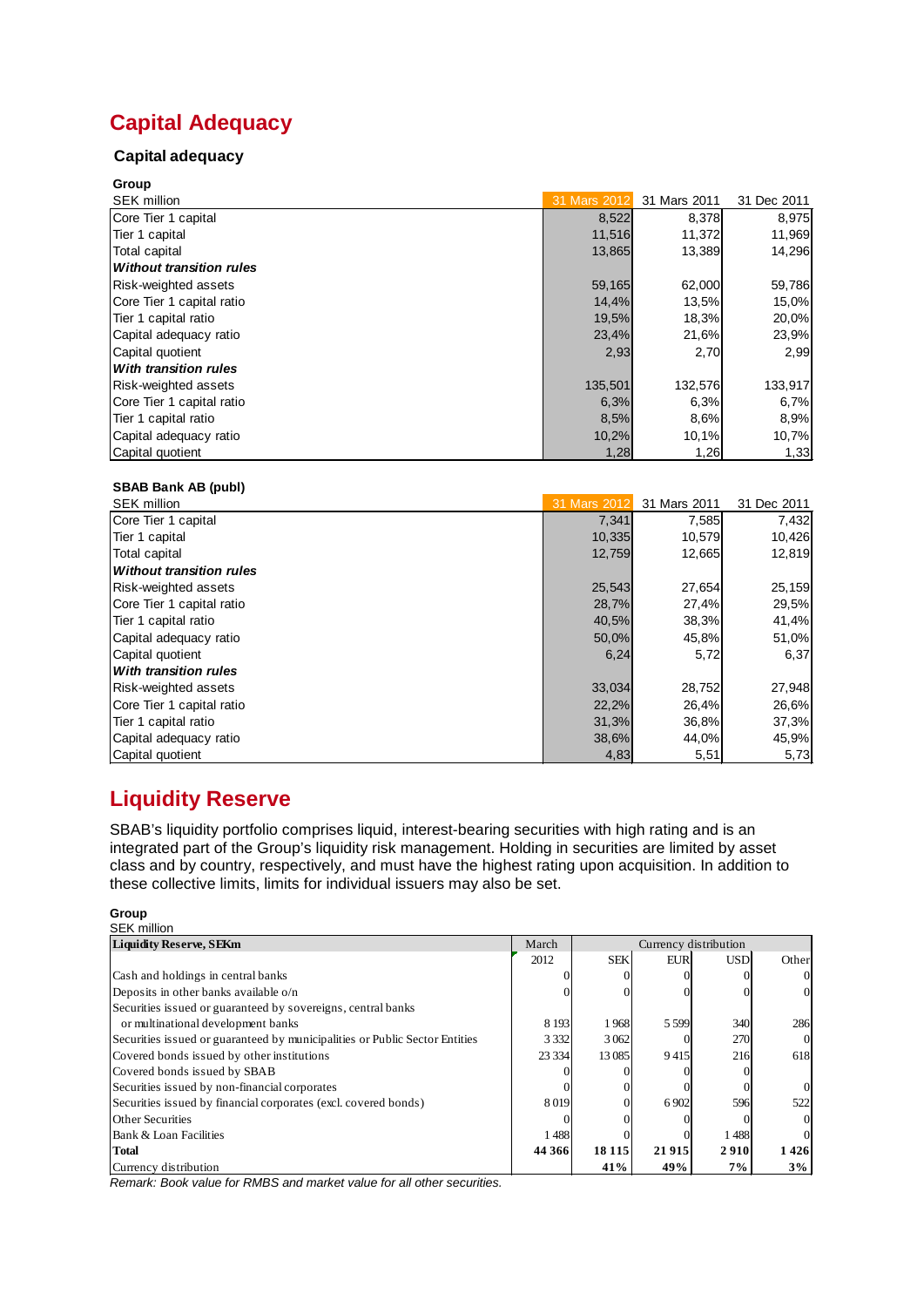# Capital Adequacy

### Capital adequacy

**Group**

| SEK million | 31 Mars 2012 | 31 Mars 2011 | 31 Dec 2011 |
|---|---|---|---|
| Core Tier 1 capital | 8,522 | 8,378 | 8,975 |
| Tier 1 capital | 11,516 | 11,372 | 11,969 |
| Total capital | 13,865 | 13,389 | 14,296 |
| ***Without transition rules*** | | | |
| Risk-weighted assets | 59,165 | 62,000 | 59,786 |
| Core Tier 1 capital ratio | 14,4% | 13,5% | 15,0% |
| Tier 1 capital ratio | 19,5% | 18,3% | 20,0% |
| Capital adequacy ratio | 23,4% | 21,6% | 23,9% |
| Capital quotient | 2,93 | 2,70 | 2,99 |
| ***With transition rules*** | | | |
| Risk-weighted assets | 135,501 | 132,576 | 133,917 |
| Core Tier 1 capital ratio | 6,3% | 6,3% | 6,7% |
| Tier 1 capital ratio | 8,5% | 8,6% | 8,9% |
| Capital adequacy ratio | 10,2% | 10,1% | 10,7% |
| Capital quotient | 1,28 | 1,26 | 1,33 |

**SBAB Bank AB (publ)**

| SEK million | 31 Mars 2012 | 31 Mars 2011 | 31 Dec 2011 |
|---|---|---|---|
| Core Tier 1 capital | 7,341 | 7,585 | 7,432 |
| Tier 1 capital | 10,335 | 10,579 | 10,426 |
| Total capital | 12,759 | 12,665 | 12,819 |
| ***Without transition rules*** | | | |
| Risk-weighted assets | 25,543 | 27,654 | 25,159 |
| Core Tier 1 capital ratio | 28,7% | 27,4% | 29,5% |
| Tier 1 capital ratio | 40,5% | 38,3% | 41,4% |
| Capital adequacy ratio | 50,0% | 45,8% | 51,0% |
| Capital quotient | 6,24 | 5,72 | 6,37 |
| ***With transition rules*** | | | |
| Risk-weighted assets | 33,034 | 28,752 | 27,948 |
| Core Tier 1 capital ratio | 22,2% | 26,4% | 26,6% |
| Tier 1 capital ratio | 31,3% | 36,8% | 37,3% |
| Capital adequacy ratio | 38,6% | 44,0% | 45,9% |
| Capital quotient | 4,83 | 5,51 | 5,73 |

# Liquidity Reserve

SBAB's liquidity portfolio comprises liquid, interest-bearing securities with high rating and is an integrated part of the Group's liquidity risk management. Holding in securities are limited by asset class and by country, respectively, and must have the highest rating upon acquisition. In addition to these collective limits, limits for individual issuers may also be set.

**Group**

SEK million

| **Liquidity Reserve, SEKm** | March | Currency distribution | | | |
|---|---|---|---|---|---|
| | 2012 | SEK | EUR | USD | Other |
| Cash and holdings in central banks | 0 | 0 | 0 | 0 | 0 |
| Deposits in other banks available o/n | 0 | 0 | 0 | 0 | 0 |
| Securities issued or guaranteed by sovereigns, central banks or multinational development banks | 8 193 | 1 968 | 5 599 | 340 | 286 |
| Securities issued or guaranteed by municipalities or Public Sector Entities | 3 332 | 3 062 | 0 | 270 | 0 |
| Covered bonds issued by other institutions | 23 334 | 13 085 | 9 415 | 216 | 618 |
| Covered bonds issued by SBAB | 0 | 0 | 0 | 0 | |
| Securities issued by non-financial corporates | 0 | 0 | 0 | 0 | 0 |
| Securities issued by financial corporates (excl. covered bonds) | 8 019 | 0 | 6 902 | 596 | 522 |
| Other Securities | 0 | 0 | 0 | 0 | 0 |
| Bank & Loan Facilities | 1 488 | 0 | 0 | 1 488 | 0 |
| **Total** | **44 366** | **18 115** | **21 915** | **2 910** | **1 426** |
| Currency distribution | | **41%** | **49%** | **7%** | **3%** |

*Remark: Book value for RMBS and market value for all other securities.*